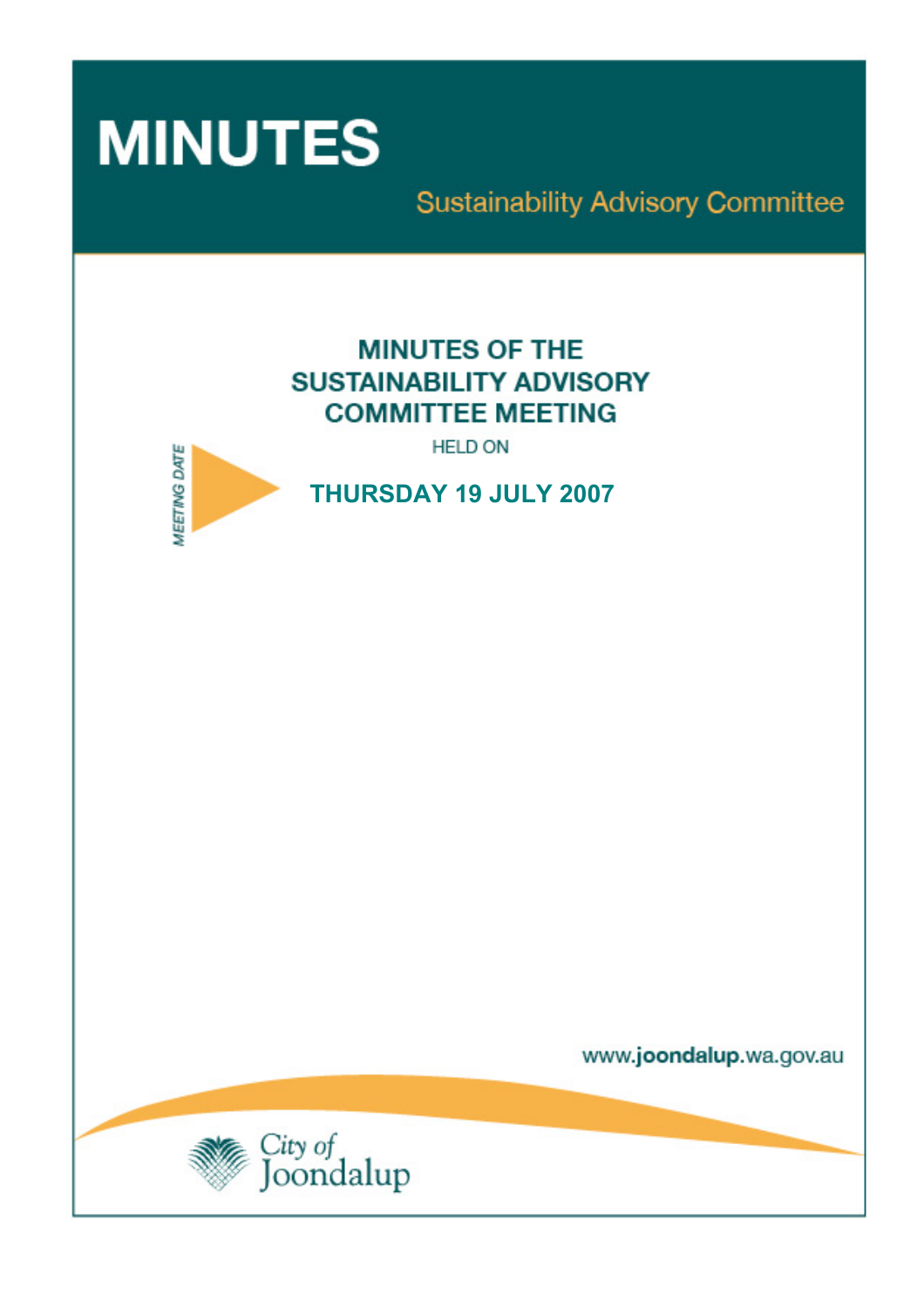# MINUTES

## Sustainability Advisory Committee

## MINUTES OF THE SUSTAINABILITY ADVISORY COMMITTEE MEETING

HELD ON

MEETING DATE

**THURSDAY 19 JULY 2007**

www.joondalup.wa.gov.au

City of Joondalup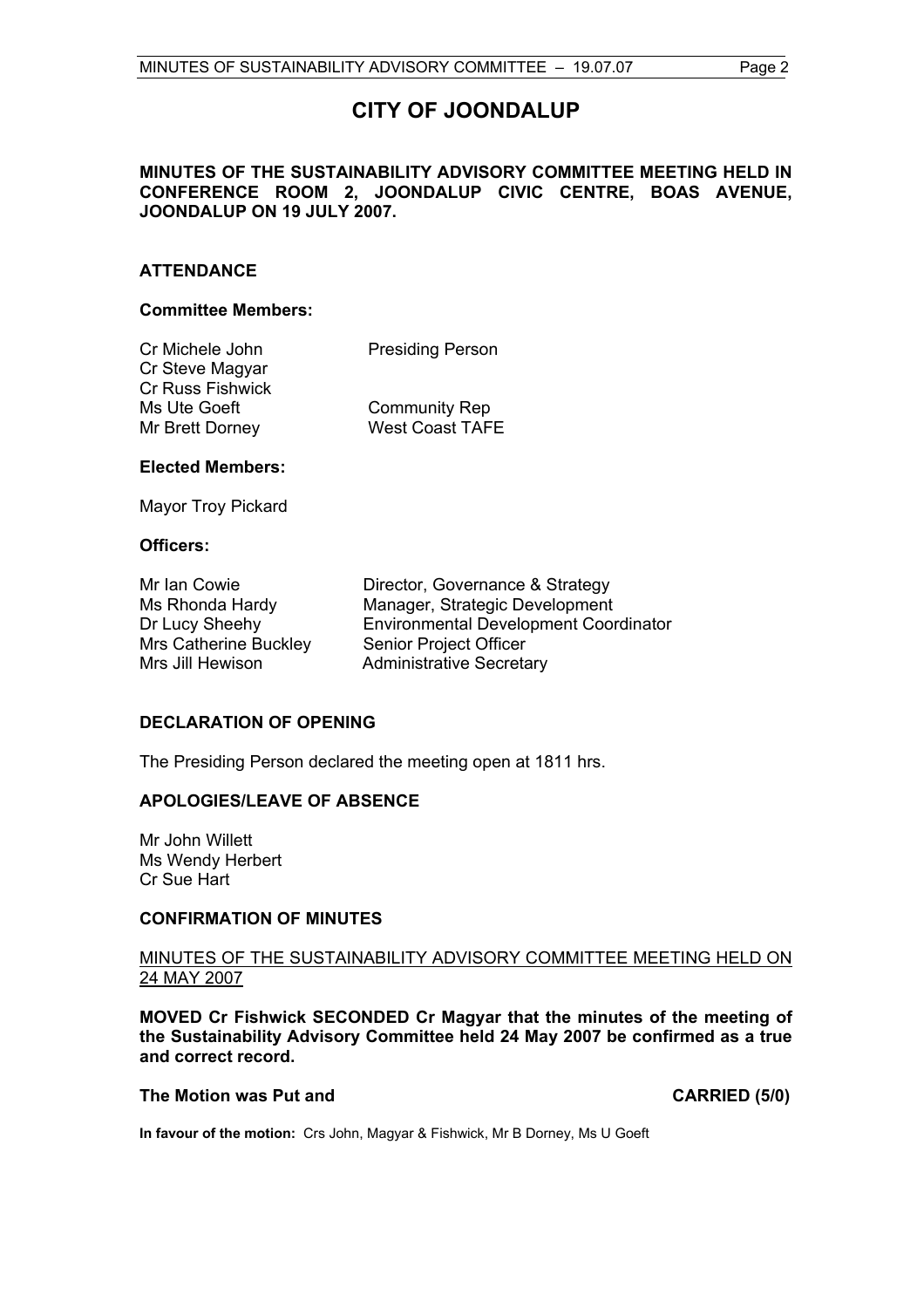# CITY OF JOONDALUP

**MINUTES OF THE SUSTAINABILITY ADVISORY COMMITTEE MEETING HELD IN CONFERENCE ROOM 2, JOONDALUP CIVIC CENTRE, BOAS AVENUE, JOONDALUP ON 19 JULY 2007.**

## ATTENDANCE

### Committee Members:

| | |
|---|---|
| Cr Michele John | Presiding Person |
| Cr Steve Magyar | |
| Cr Russ Fishwick | |
| Ms Ute Goeft | Community Rep |
| Mr Brett Dorney | West Coast TAFE |

### Elected Members:

Mayor Troy Pickard

### Officers:

| | |
|---|---|
| Mr Ian Cowie | Director, Governance & Strategy |
| Ms Rhonda Hardy | Manager, Strategic Development |
| Dr Lucy Sheehy | Environmental Development Coordinator |
| Mrs Catherine Buckley | Senior Project Officer |
| Mrs Jill Hewison | Administrative Secretary |

## DECLARATION OF OPENING

The Presiding Person declared the meeting open at 1811 hrs.

## APOLOGIES/LEAVE OF ABSENCE

Mr John Willett
Ms Wendy Herbert
Cr Sue Hart

## CONFIRMATION OF MINUTES

MINUTES OF THE SUSTAINABILITY ADVISORY COMMITTEE MEETING HELD ON 24 MAY 2007

**MOVED Cr Fishwick SECONDED Cr Magyar that the minutes of the meeting of the Sustainability Advisory Committee held 24 May 2007 be confirmed as a true and correct record.**

**The Motion was Put and CARRIED (5/0)**

**In favour of the motion:** Crs John, Magyar & Fishwick, Mr B Dorney, Ms U Goeft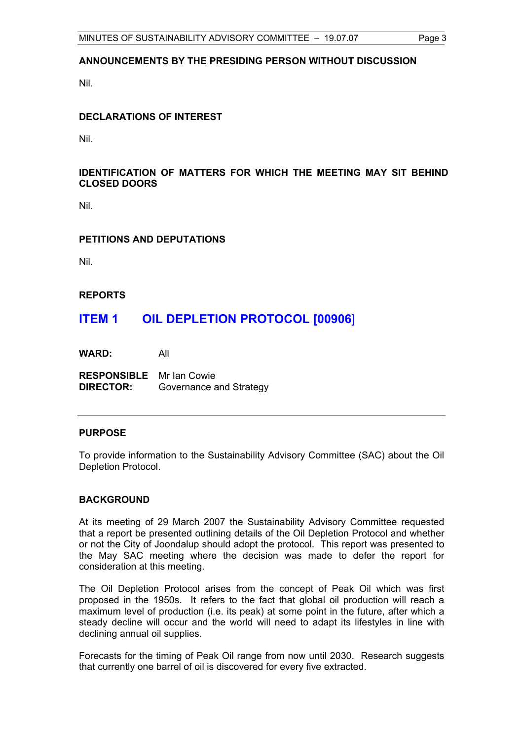**ANNOUNCEMENTS BY THE PRESIDING PERSON WITHOUT DISCUSSION**

Nil.

**DECLARATIONS OF INTEREST**

Nil.

**IDENTIFICATION OF MATTERS FOR WHICH THE MEETING MAY SIT BEHIND CLOSED DOORS**

Nil.

**PETITIONS AND DEPUTATIONS**

Nil.

**REPORTS**

## ITEM 1 OIL DEPLETION PROTOCOL [00906]

**WARD:** All

**RESPONSIBLE DIRECTOR:** Mr Ian Cowie
Governance and Strategy

---

**PURPOSE**

To provide information to the Sustainability Advisory Committee (SAC) about the Oil Depletion Protocol.

**BACKGROUND**

At its meeting of 29 March 2007 the Sustainability Advisory Committee requested that a report be presented outlining details of the Oil Depletion Protocol and whether or not the City of Joondalup should adopt the protocol. This report was presented to the May SAC meeting where the decision was made to defer the report for consideration at this meeting.

The Oil Depletion Protocol arises from the concept of Peak Oil which was first proposed in the 1950s. It refers to the fact that global oil production will reach a maximum level of production (i.e. its peak) at some point in the future, after which a steady decline will occur and the world will need to adapt its lifestyles in line with declining annual oil supplies.

Forecasts for the timing of Peak Oil range from now until 2030. Research suggests that currently one barrel of oil is discovered for every five extracted.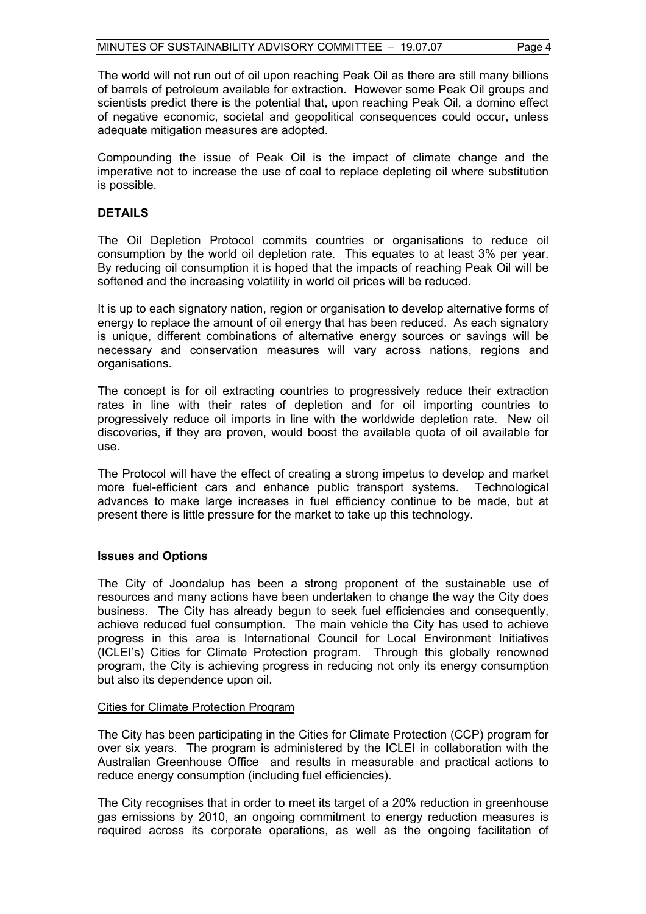The world will not run out of oil upon reaching Peak Oil as there are still many billions of barrels of petroleum available for extraction. However some Peak Oil groups and scientists predict there is the potential that, upon reaching Peak Oil, a domino effect of negative economic, societal and geopolitical consequences could occur, unless adequate mitigation measures are adopted.

Compounding the issue of Peak Oil is the impact of climate change and the imperative not to increase the use of coal to replace depleting oil where substitution is possible.

## DETAILS

The Oil Depletion Protocol commits countries or organisations to reduce oil consumption by the world oil depletion rate. This equates to at least 3% per year. By reducing oil consumption it is hoped that the impacts of reaching Peak Oil will be softened and the increasing volatility in world oil prices will be reduced.

It is up to each signatory nation, region or organisation to develop alternative forms of energy to replace the amount of oil energy that has been reduced. As each signatory is unique, different combinations of alternative energy sources or savings will be necessary and conservation measures will vary across nations, regions and organisations.

The concept is for oil extracting countries to progressively reduce their extraction rates in line with their rates of depletion and for oil importing countries to progressively reduce oil imports in line with the worldwide depletion rate. New oil discoveries, if they are proven, would boost the available quota of oil available for use.

The Protocol will have the effect of creating a strong impetus to develop and market more fuel-efficient cars and enhance public transport systems. Technological advances to make large increases in fuel efficiency continue to be made, but at present there is little pressure for the market to take up this technology.

### Issues and Options

The City of Joondalup has been a strong proponent of the sustainable use of resources and many actions have been undertaken to change the way the City does business. The City has already begun to seek fuel efficiencies and consequently, achieve reduced fuel consumption. The main vehicle the City has used to achieve progress in this area is International Council for Local Environment Initiatives (ICLEI's) Cities for Climate Protection program. Through this globally renowned program, the City is achieving progress in reducing not only its energy consumption but also its dependence upon oil.

Cities for Climate Protection Program

The City has been participating in the Cities for Climate Protection (CCP) program for over six years. The program is administered by the ICLEI in collaboration with the Australian Greenhouse Office and results in measurable and practical actions to reduce energy consumption (including fuel efficiencies).

The City recognises that in order to meet its target of a 20% reduction in greenhouse gas emissions by 2010, an ongoing commitment to energy reduction measures is required across its corporate operations, as well as the ongoing facilitation of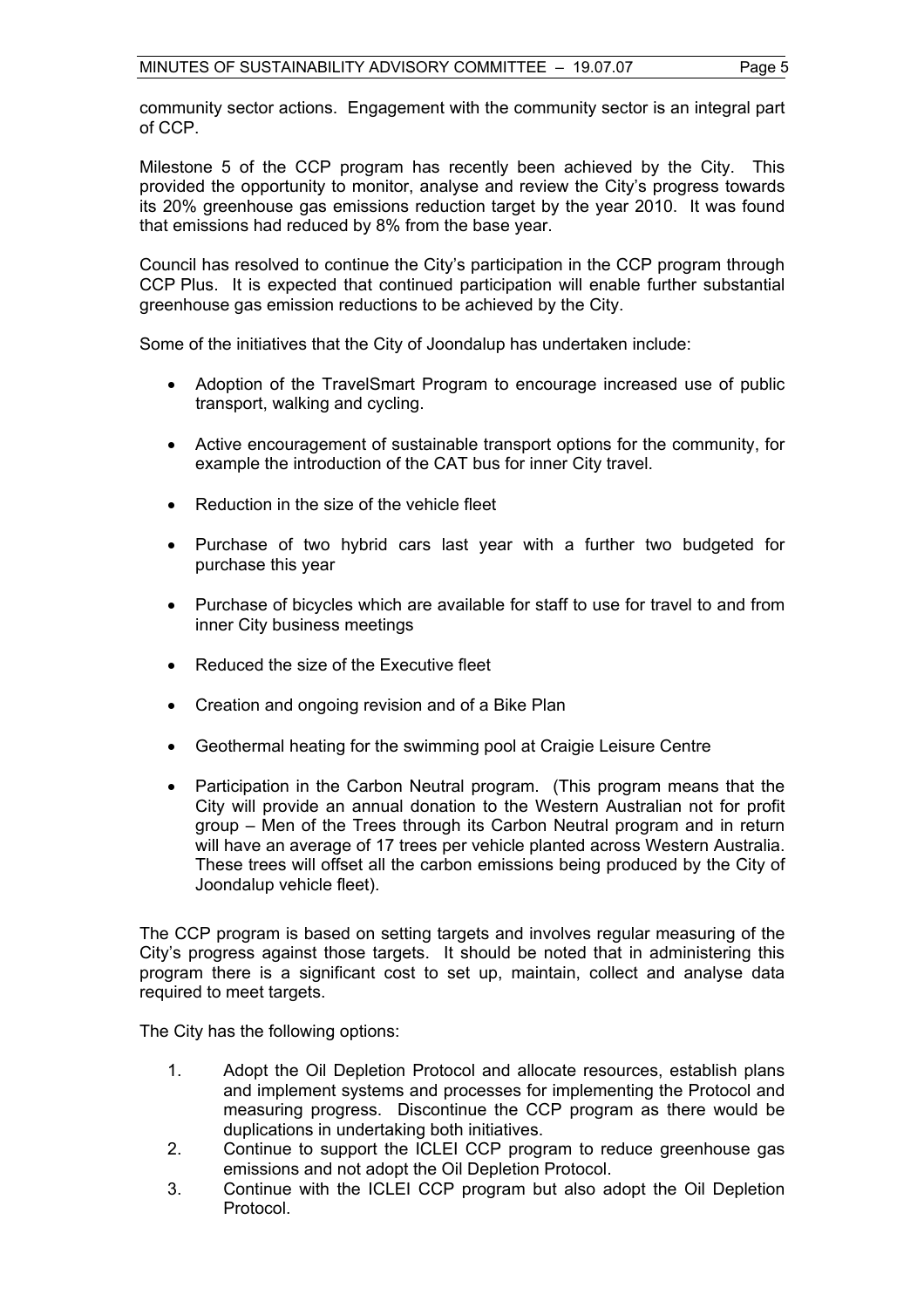community sector actions. Engagement with the community sector is an integral part of CCP.

Milestone 5 of the CCP program has recently been achieved by the City. This provided the opportunity to monitor, analyse and review the City's progress towards its 20% greenhouse gas emissions reduction target by the year 2010. It was found that emissions had reduced by 8% from the base year.

Council has resolved to continue the City's participation in the CCP program through CCP Plus. It is expected that continued participation will enable further substantial greenhouse gas emission reductions to be achieved by the City.

Some of the initiatives that the City of Joondalup has undertaken include:

- Adoption of the TravelSmart Program to encourage increased use of public transport, walking and cycling.
- Active encouragement of sustainable transport options for the community, for example the introduction of the CAT bus for inner City travel.
- Reduction in the size of the vehicle fleet
- Purchase of two hybrid cars last year with a further two budgeted for purchase this year
- Purchase of bicycles which are available for staff to use for travel to and from inner City business meetings
- Reduced the size of the Executive fleet
- Creation and ongoing revision and of a Bike Plan
- Geothermal heating for the swimming pool at Craigie Leisure Centre
- Participation in the Carbon Neutral program. (This program means that the City will provide an annual donation to the Western Australian not for profit group – Men of the Trees through its Carbon Neutral program and in return will have an average of 17 trees per vehicle planted across Western Australia. These trees will offset all the carbon emissions being produced by the City of Joondalup vehicle fleet).

The CCP program is based on setting targets and involves regular measuring of the City's progress against those targets. It should be noted that in administering this program there is a significant cost to set up, maintain, collect and analyse data required to meet targets.

The City has the following options:

1. Adopt the Oil Depletion Protocol and allocate resources, establish plans and implement systems and processes for implementing the Protocol and measuring progress. Discontinue the CCP program as there would be duplications in undertaking both initiatives.
2. Continue to support the ICLEI CCP program to reduce greenhouse gas emissions and not adopt the Oil Depletion Protocol.
3. Continue with the ICLEI CCP program but also adopt the Oil Depletion Protocol.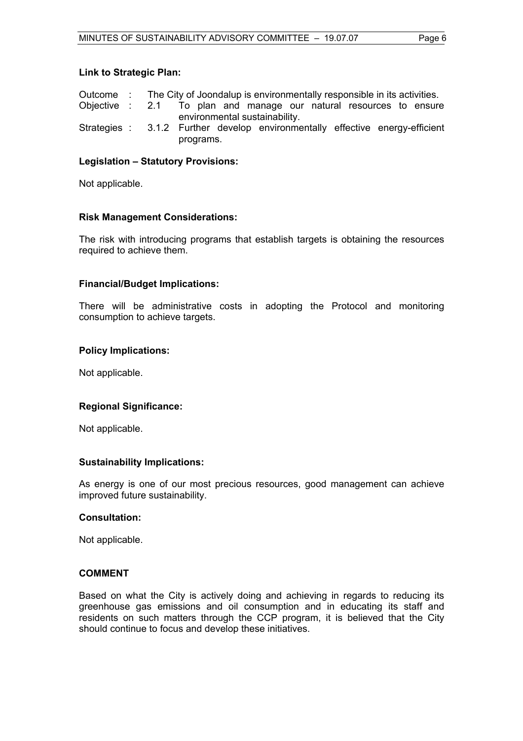**Link to Strategic Plan:**

Outcome : The City of Joondalup is environmentally responsible in its activities.
Objective : 2.1 To plan and manage our natural resources to ensure environmental sustainability.
Strategies : 3.1.2 Further develop environmentally effective energy-efficient programs.

**Legislation – Statutory Provisions:**

Not applicable.

**Risk Management Considerations:**

The risk with introducing programs that establish targets is obtaining the resources required to achieve them.

**Financial/Budget Implications:**

There will be administrative costs in adopting the Protocol and monitoring consumption to achieve targets.

**Policy Implications:**

Not applicable.

**Regional Significance:**

Not applicable.

**Sustainability Implications:**

As energy is one of our most precious resources, good management can achieve improved future sustainability.

**Consultation:**

Not applicable.

**COMMENT**

Based on what the City is actively doing and achieving in regards to reducing its greenhouse gas emissions and oil consumption and in educating its staff and residents on such matters through the CCP program, it is believed that the City should continue to focus and develop these initiatives.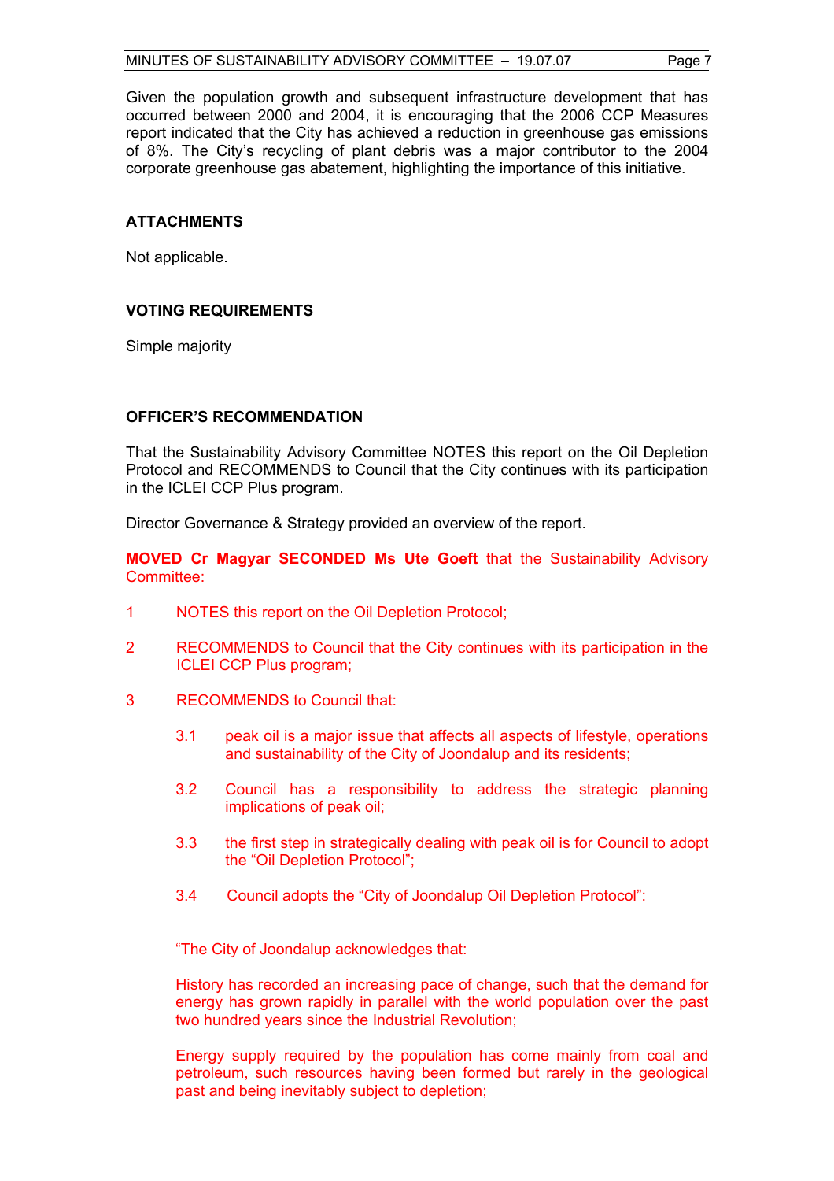Given the population growth and subsequent infrastructure development that has occurred between 2000 and 2004, it is encouraging that the 2006 CCP Measures report indicated that the City has achieved a reduction in greenhouse gas emissions of 8%. The City's recycling of plant debris was a major contributor to the 2004 corporate greenhouse gas abatement, highlighting the importance of this initiative.

## ATTACHMENTS

Not applicable.

## VOTING REQUIREMENTS

Simple majority

## OFFICER'S RECOMMENDATION

That the Sustainability Advisory Committee NOTES this report on the Oil Depletion Protocol and RECOMMENDS to Council that the City continues with its participation in the ICLEI CCP Plus program.

Director Governance & Strategy provided an overview of the report.

**MOVED Cr Magyar SECONDED Ms Ute Goeft** that the Sustainability Advisory Committee:

1. NOTES this report on the Oil Depletion Protocol;

2. RECOMMENDS to Council that the City continues with its participation in the ICLEI CCP Plus program;

3. RECOMMENDS to Council that:

   3.1 peak oil is a major issue that affects all aspects of lifestyle, operations and sustainability of the City of Joondalup and its residents;

   3.2 Council has a responsibility to address the strategic planning implications of peak oil;

   3.3 the first step in strategically dealing with peak oil is for Council to adopt the "Oil Depletion Protocol";

   3.4 Council adopts the "City of Joondalup Oil Depletion Protocol":

"The City of Joondalup acknowledges that:

History has recorded an increasing pace of change, such that the demand for energy has grown rapidly in parallel with the world population over the past two hundred years since the Industrial Revolution;

Energy supply required by the population has come mainly from coal and petroleum, such resources having been formed but rarely in the geological past and being inevitably subject to depletion;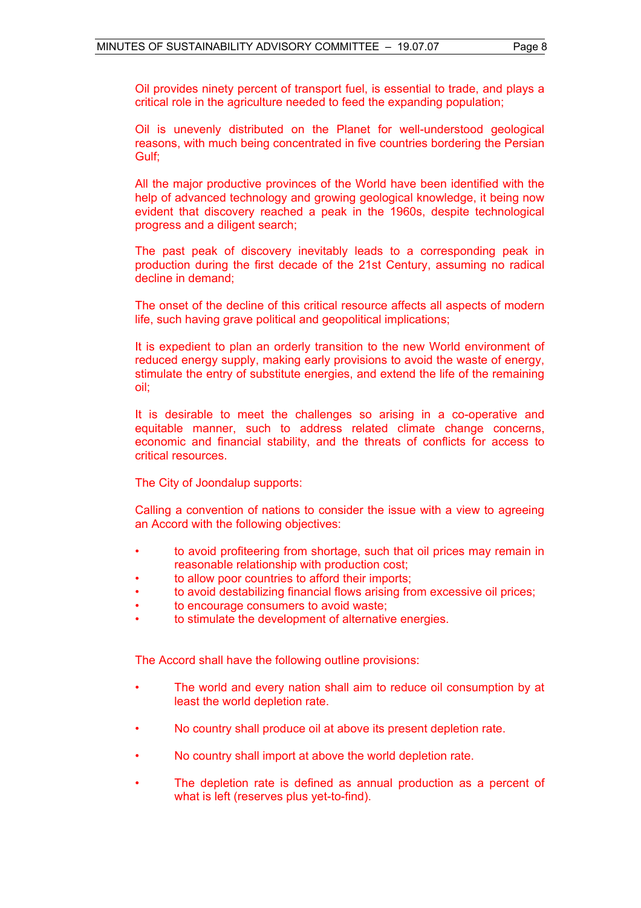Oil provides ninety percent of transport fuel, is essential to trade, and plays a critical role in the agriculture needed to feed the expanding population;

Oil is unevenly distributed on the Planet for well-understood geological reasons, with much being concentrated in five countries bordering the Persian Gulf;

All the major productive provinces of the World have been identified with the help of advanced technology and growing geological knowledge, it being now evident that discovery reached a peak in the 1960s, despite technological progress and a diligent search;

The past peak of discovery inevitably leads to a corresponding peak in production during the first decade of the 21st Century, assuming no radical decline in demand;

The onset of the decline of this critical resource affects all aspects of modern life, such having grave political and geopolitical implications;

It is expedient to plan an orderly transition to the new World environment of reduced energy supply, making early provisions to avoid the waste of energy, stimulate the entry of substitute energies, and extend the life of the remaining oil;

It is desirable to meet the challenges so arising in a co-operative and equitable manner, such to address related climate change concerns, economic and financial stability, and the threats of conflicts for access to critical resources.

The City of Joondalup supports:

Calling a convention of nations to consider the issue with a view to agreeing an Accord with the following objectives:

- to avoid profiteering from shortage, such that oil prices may remain in reasonable relationship with production cost;
- to allow poor countries to afford their imports;
- to avoid destabilizing financial flows arising from excessive oil prices;
- to encourage consumers to avoid waste;
- to stimulate the development of alternative energies.

The Accord shall have the following outline provisions:

- The world and every nation shall aim to reduce oil consumption by at least the world depletion rate.
- No country shall produce oil at above its present depletion rate.
- No country shall import at above the world depletion rate.
- The depletion rate is defined as annual production as a percent of what is left (reserves plus yet-to-find).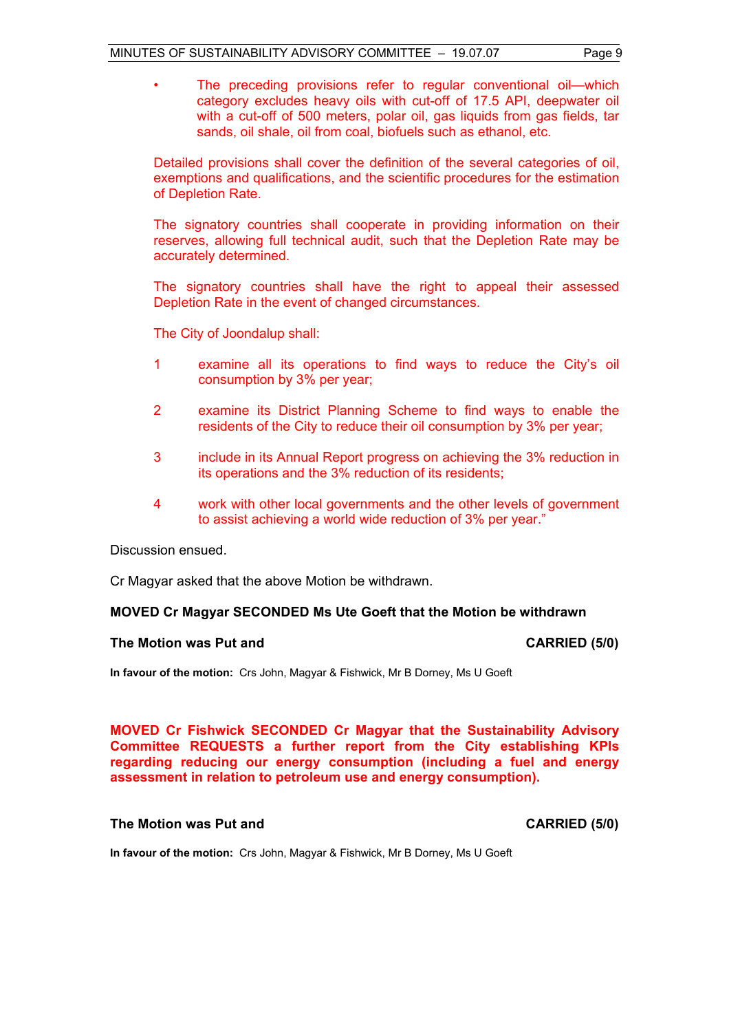- The preceding provisions refer to regular conventional oil—which category excludes heavy oils with cut-off of 17.5 API, deepwater oil with a cut-off of 500 meters, polar oil, gas liquids from gas fields, tar sands, oil shale, oil from coal, biofuels such as ethanol, etc.

Detailed provisions shall cover the definition of the several categories of oil, exemptions and qualifications, and the scientific procedures for the estimation of Depletion Rate.

The signatory countries shall cooperate in providing information on their reserves, allowing full technical audit, such that the Depletion Rate may be accurately determined.

The signatory countries shall have the right to appeal their assessed Depletion Rate in the event of changed circumstances.

The City of Joondalup shall:

1. examine all its operations to find ways to reduce the City's oil consumption by 3% per year;
2. examine its District Planning Scheme to find ways to enable the residents of the City to reduce their oil consumption by 3% per year;
3. include in its Annual Report progress on achieving the 3% reduction in its operations and the 3% reduction of its residents;
4. work with other local governments and the other levels of government to assist achieving a world wide reduction of 3% per year."

Discussion ensued.

Cr Magyar asked that the above Motion be withdrawn.

**MOVED Cr Magyar SECONDED Ms Ute Goeft that the Motion be withdrawn**

**The Motion was Put and CARRIED (5/0)**

**In favour of the motion:** Crs John, Magyar & Fishwick, Mr B Dorney, Ms U Goeft

**MOVED Cr Fishwick SECONDED Cr Magyar that the Sustainability Advisory Committee REQUESTS a further report from the City establishing KPIs regarding reducing our energy consumption (including a fuel and energy assessment in relation to petroleum use and energy consumption).**

**The Motion was Put and CARRIED (5/0)**

**In favour of the motion:** Crs John, Magyar & Fishwick, Mr B Dorney, Ms U Goeft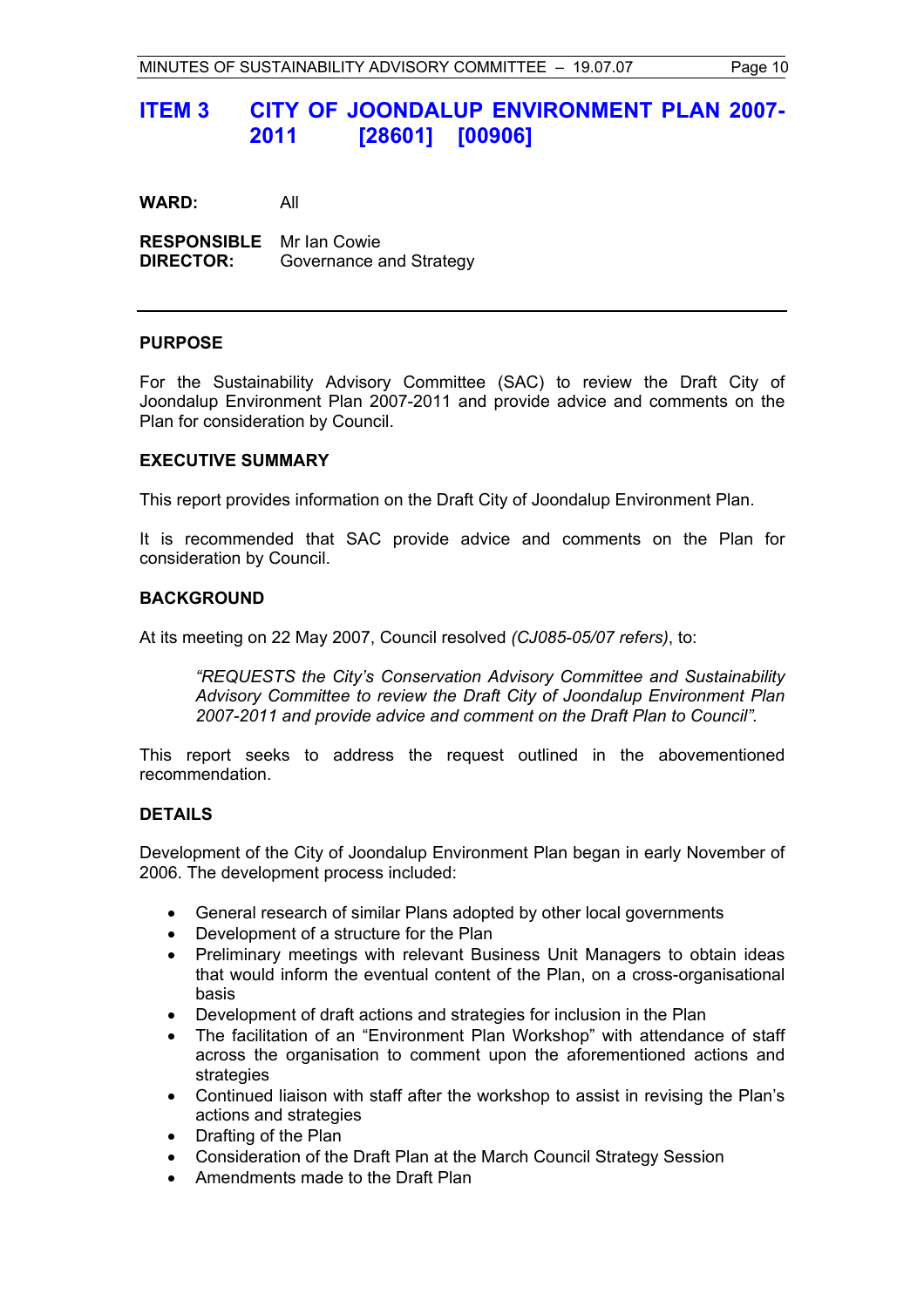## ITEM 3 CITY OF JOONDALUP ENVIRONMENT PLAN 2007-2011 [28601] [00906]

**WARD:** All

**RESPONSIBLE DIRECTOR:** Mr Ian Cowie
Governance and Strategy

---

### PURPOSE

For the Sustainability Advisory Committee (SAC) to review the Draft City of Joondalup Environment Plan 2007-2011 and provide advice and comments on the Plan for consideration by Council.

### EXECUTIVE SUMMARY

This report provides information on the Draft City of Joondalup Environment Plan.

It is recommended that SAC provide advice and comments on the Plan for consideration by Council.

### BACKGROUND

At its meeting on 22 May 2007, Council resolved *(CJ085-05/07 refers)*, to:

> *"REQUESTS the City's Conservation Advisory Committee and Sustainability Advisory Committee to review the Draft City of Joondalup Environment Plan 2007-2011 and provide advice and comment on the Draft Plan to Council".*

This report seeks to address the request outlined in the abovementioned recommendation.

### DETAILS

Development of the City of Joondalup Environment Plan began in early November of 2006. The development process included:

- General research of similar Plans adopted by other local governments
- Development of a structure for the Plan
- Preliminary meetings with relevant Business Unit Managers to obtain ideas that would inform the eventual content of the Plan, on a cross-organisational basis
- Development of draft actions and strategies for inclusion in the Plan
- The facilitation of an "Environment Plan Workshop" with attendance of staff across the organisation to comment upon the aforementioned actions and strategies
- Continued liaison with staff after the workshop to assist in revising the Plan's actions and strategies
- Drafting of the Plan
- Consideration of the Draft Plan at the March Council Strategy Session
- Amendments made to the Draft Plan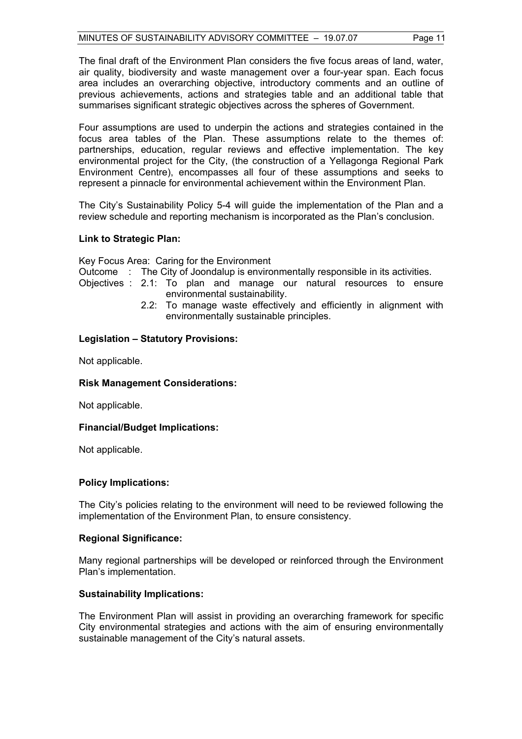The final draft of the Environment Plan considers the five focus areas of land, water, air quality, biodiversity and waste management over a four-year span. Each focus area includes an overarching objective, introductory comments and an outline of previous achievements, actions and strategies table and an additional table that summarises significant strategic objectives across the spheres of Government.

Four assumptions are used to underpin the actions and strategies contained in the focus area tables of the Plan. These assumptions relate to the themes of: partnerships, education, regular reviews and effective implementation. The key environmental project for the City, (the construction of a Yellagonga Regional Park Environment Centre), encompasses all four of these assumptions and seeks to represent a pinnacle for environmental achievement within the Environment Plan.

The City's Sustainability Policy 5-4 will guide the implementation of the Plan and a review schedule and reporting mechanism is incorporated as the Plan's conclusion.

**Link to Strategic Plan:**

Key Focus Area: Caring for the Environment

Outcome : The City of Joondalup is environmentally responsible in its activities.

Objectives : 2.1: To plan and manage our natural resources to ensure environmental sustainability.

2.2: To manage waste effectively and efficiently in alignment with environmentally sustainable principles.

**Legislation – Statutory Provisions:**

Not applicable.

**Risk Management Considerations:**

Not applicable.

**Financial/Budget Implications:**

Not applicable.

**Policy Implications:**

The City's policies relating to the environment will need to be reviewed following the implementation of the Environment Plan, to ensure consistency.

**Regional Significance:**

Many regional partnerships will be developed or reinforced through the Environment Plan's implementation.

**Sustainability Implications:**

The Environment Plan will assist in providing an overarching framework for specific City environmental strategies and actions with the aim of ensuring environmentally sustainable management of the City's natural assets.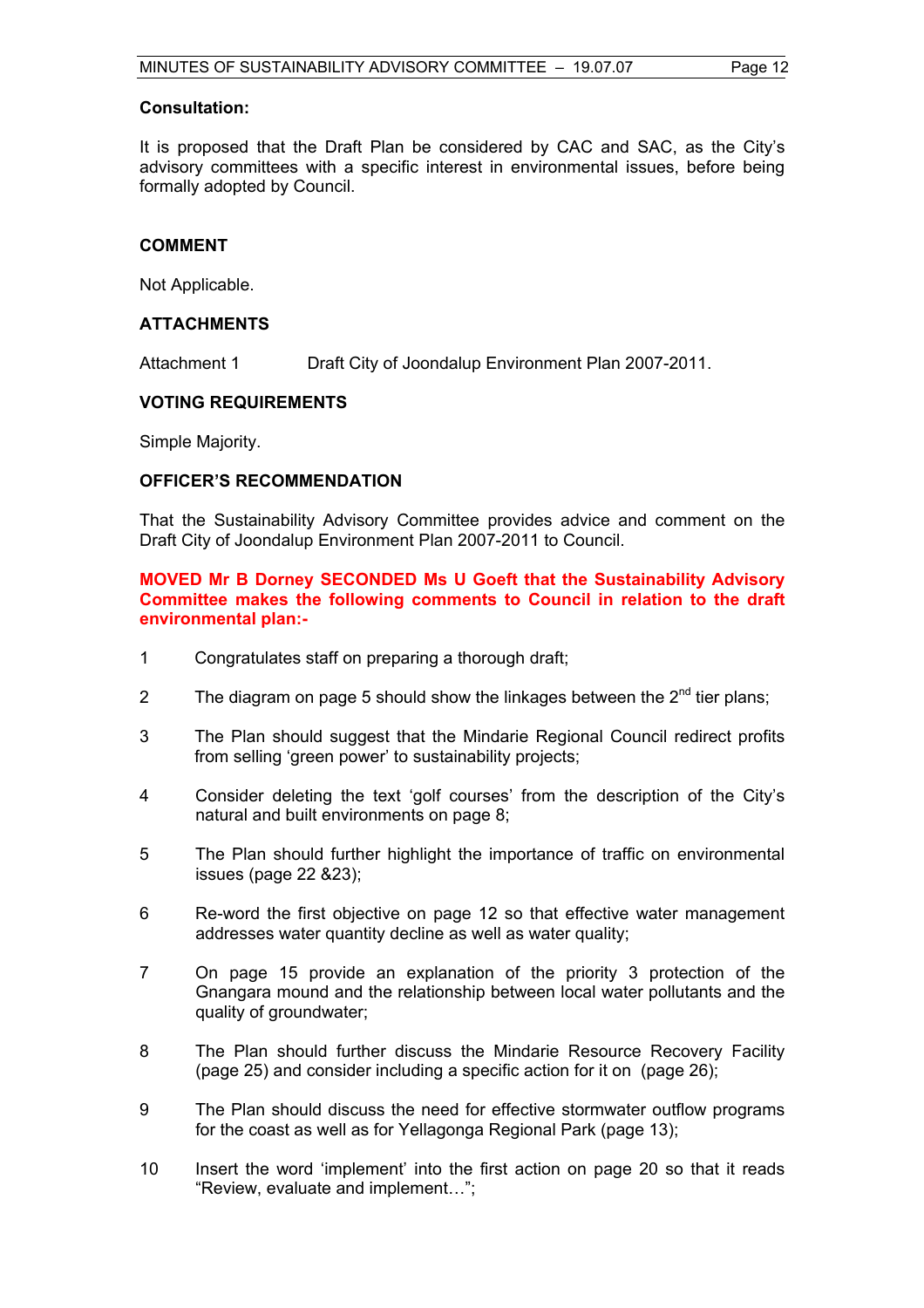**Consultation:**

It is proposed that the Draft Plan be considered by CAC and SAC, as the City's advisory committees with a specific interest in environmental issues, before being formally adopted by Council.

**COMMENT**

Not Applicable.

**ATTACHMENTS**

Attachment 1     Draft City of Joondalup Environment Plan 2007-2011.

**VOTING REQUIREMENTS**

Simple Majority.

**OFFICER'S RECOMMENDATION**

That the Sustainability Advisory Committee provides advice and comment on the Draft City of Joondalup Environment Plan 2007-2011 to Council.

**MOVED Mr B Dorney SECONDED Ms U Goeft that the Sustainability Advisory Committee makes the following comments to Council in relation to the draft environmental plan:-**

1. Congratulates staff on preparing a thorough draft;
2. The diagram on page 5 should show the linkages between the 2nd tier plans;
3. The Plan should suggest that the Mindarie Regional Council redirect profits from selling 'green power' to sustainability projects;
4. Consider deleting the text 'golf courses' from the description of the City's natural and built environments on page 8;
5. The Plan should further highlight the importance of traffic on environmental issues (page 22 &23);
6. Re-word the first objective on page 12 so that effective water management addresses water quantity decline as well as water quality;
7. On page 15 provide an explanation of the priority 3 protection of the Gnangara mound and the relationship between local water pollutants and the quality of groundwater;
8. The Plan should further discuss the Mindarie Resource Recovery Facility (page 25) and consider including a specific action for it on (page 26);
9. The Plan should discuss the need for effective stormwater outflow programs for the coast as well as for Yellagonga Regional Park (page 13);
10. Insert the word 'implement' into the first action on page 20 so that it reads "Review, evaluate and implement…";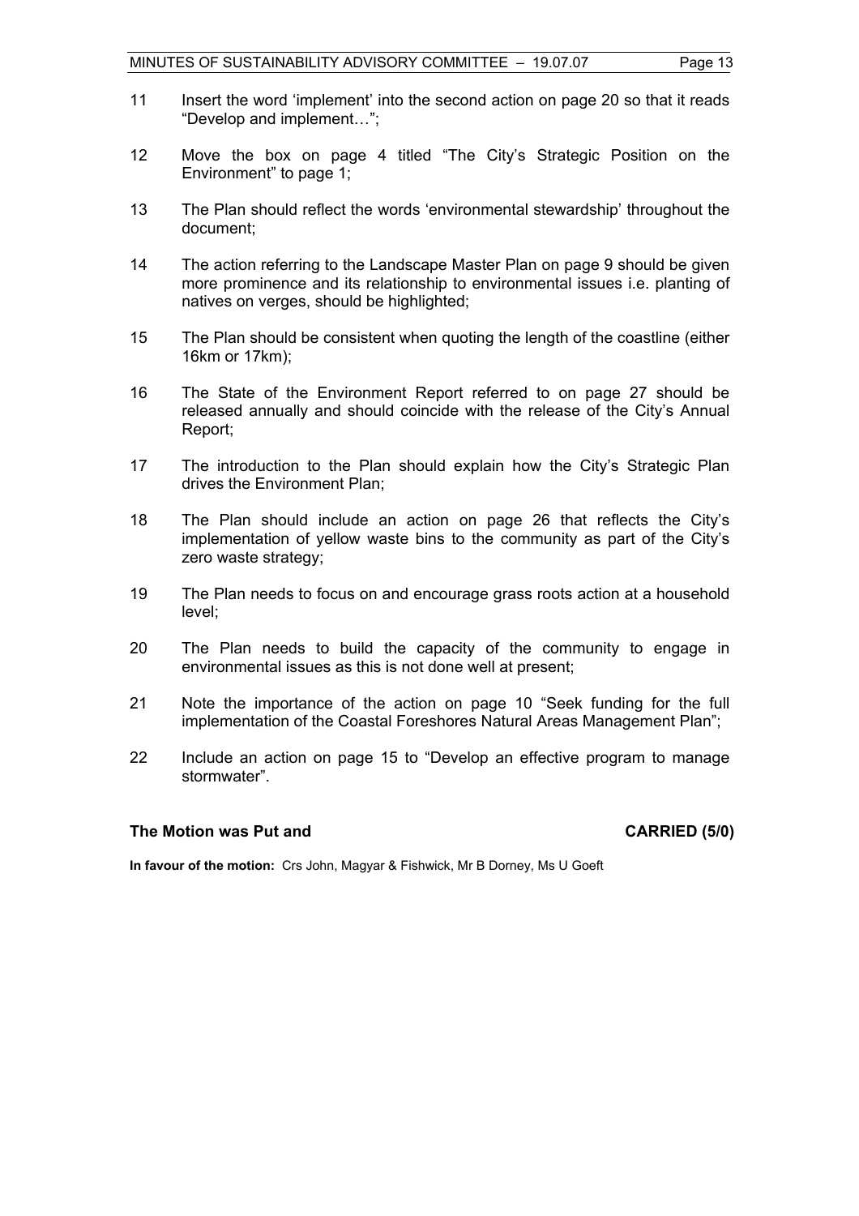11 Insert the word 'implement' into the second action on page 20 so that it reads "Develop and implement…";

12 Move the box on page 4 titled "The City's Strategic Position on the Environment" to page 1;

13 The Plan should reflect the words 'environmental stewardship' throughout the document;

14 The action referring to the Landscape Master Plan on page 9 should be given more prominence and its relationship to environmental issues i.e. planting of natives on verges, should be highlighted;

15 The Plan should be consistent when quoting the length of the coastline (either 16km or 17km);

16 The State of the Environment Report referred to on page 27 should be released annually and should coincide with the release of the City's Annual Report;

17 The introduction to the Plan should explain how the City's Strategic Plan drives the Environment Plan;

18 The Plan should include an action on page 26 that reflects the City's implementation of yellow waste bins to the community as part of the City's zero waste strategy;

19 The Plan needs to focus on and encourage grass roots action at a household level;

20 The Plan needs to build the capacity of the community to engage in environmental issues as this is not done well at present;

21 Note the importance of the action on page 10 "Seek funding for the full implementation of the Coastal Foreshores Natural Areas Management Plan";

22 Include an action on page 15 to "Develop an effective program to manage stormwater".

**The Motion was Put and CARRIED (5/0)**

**In favour of the motion:** Crs John, Magyar & Fishwick, Mr B Dorney, Ms U Goeft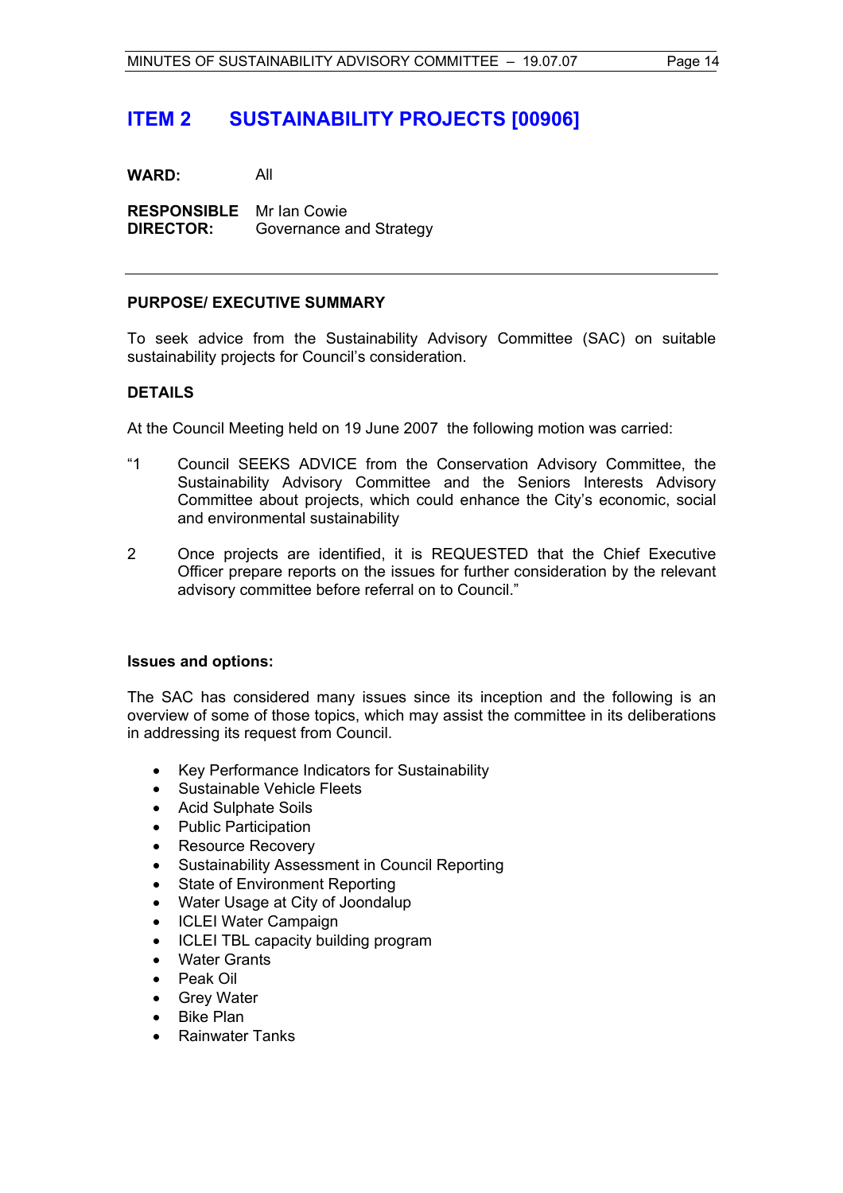# ITEM 2 SUSTAINABILITY PROJECTS [00906]

**WARD:** All

**RESPONSIBLE DIRECTOR:** Mr Ian Cowie
Governance and Strategy

---

**PURPOSE/ EXECUTIVE SUMMARY**

To seek advice from the Sustainability Advisory Committee (SAC) on suitable sustainability projects for Council's consideration.

**DETAILS**

At the Council Meeting held on 19 June 2007 the following motion was carried:

"1 Council SEEKS ADVICE from the Conservation Advisory Committee, the Sustainability Advisory Committee and the Seniors Interests Advisory Committee about projects, which could enhance the City's economic, social and environmental sustainability

2 Once projects are identified, it is REQUESTED that the Chief Executive Officer prepare reports on the issues for further consideration by the relevant advisory committee before referral on to Council."

**Issues and options:**

The SAC has considered many issues since its inception and the following is an overview of some of those topics, which may assist the committee in its deliberations in addressing its request from Council.

- Key Performance Indicators for Sustainability
- Sustainable Vehicle Fleets
- Acid Sulphate Soils
- Public Participation
- Resource Recovery
- Sustainability Assessment in Council Reporting
- State of Environment Reporting
- Water Usage at City of Joondalup
- ICLEI Water Campaign
- ICLEI TBL capacity building program
- Water Grants
- Peak Oil
- Grey Water
- Bike Plan
- Rainwater Tanks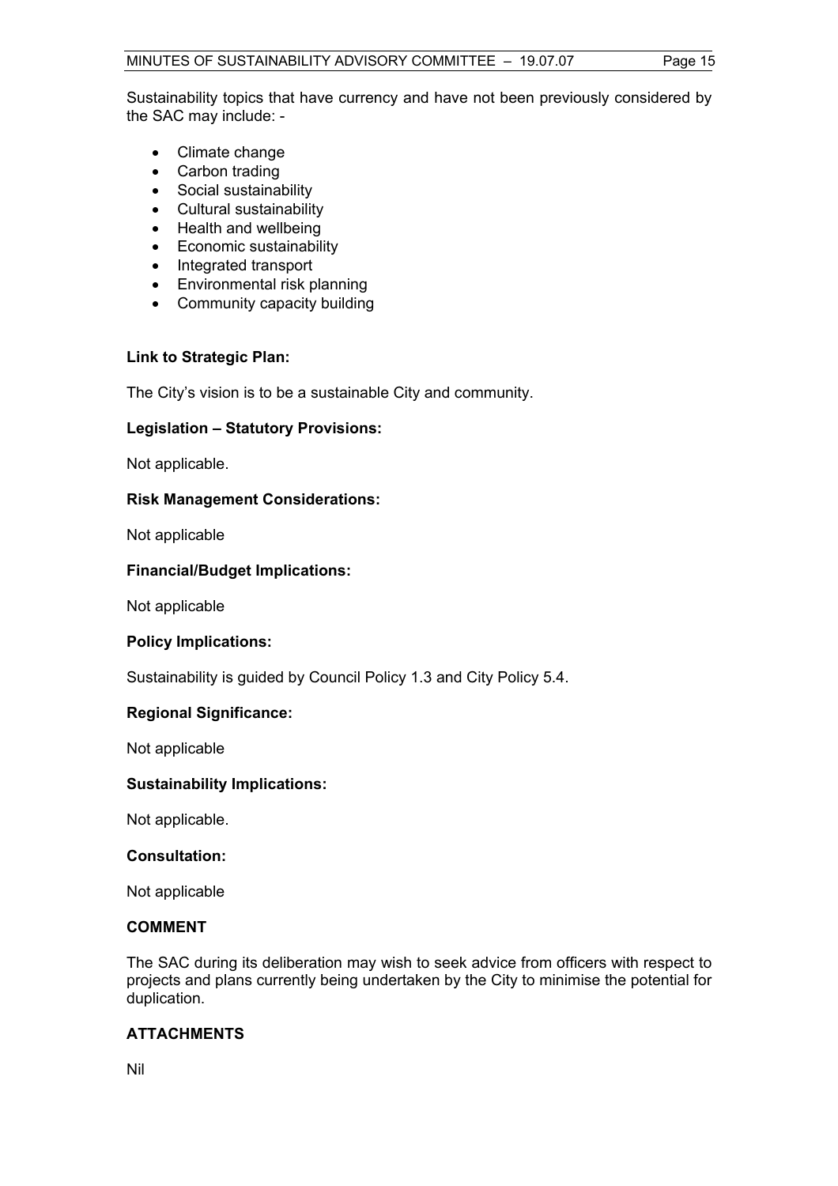Sustainability topics that have currency and have not been previously considered by the SAC may include: -

- Climate change
- Carbon trading
- Social sustainability
- Cultural sustainability
- Health and wellbeing
- Economic sustainability
- Integrated transport
- Environmental risk planning
- Community capacity building

**Link to Strategic Plan:**

The City's vision is to be a sustainable City and community.

**Legislation – Statutory Provisions:**

Not applicable.

**Risk Management Considerations:**

Not applicable

**Financial/Budget Implications:**

Not applicable

**Policy Implications:**

Sustainability is guided by Council Policy 1.3 and City Policy 5.4.

**Regional Significance:**

Not applicable

**Sustainability Implications:**

Not applicable.

**Consultation:**

Not applicable

**COMMENT**

The SAC during its deliberation may wish to seek advice from officers with respect to projects and plans currently being undertaken by the City to minimise the potential for duplication.

**ATTACHMENTS**

Nil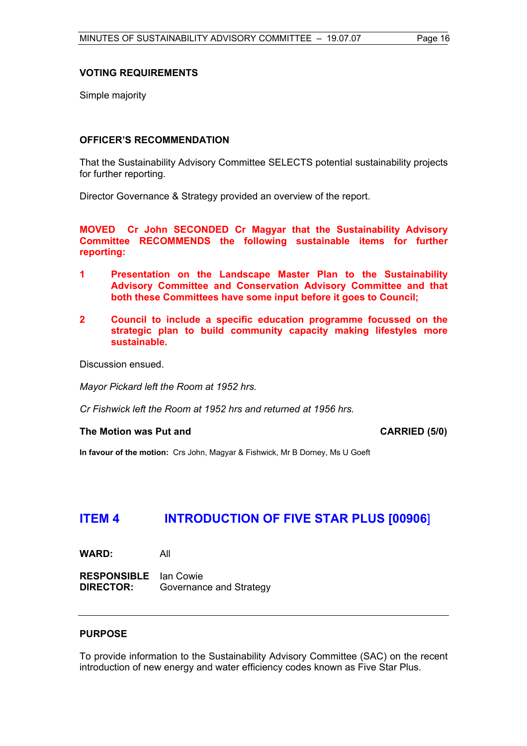### VOTING REQUIREMENTS

Simple majority

### OFFICER'S RECOMMENDATION

That the Sustainability Advisory Committee SELECTS potential sustainability projects for further reporting.

Director Governance & Strategy provided an overview of the report.

**MOVED Cr John SECONDED Cr Magyar that the Sustainability Advisory Committee RECOMMENDS the following sustainable items for further reporting:**

**1 Presentation on the Landscape Master Plan to the Sustainability Advisory Committee and Conservation Advisory Committee and that both these Committees have some input before it goes to Council;**

**2 Council to include a specific education programme focussed on the strategic plan to build community capacity making lifestyles more sustainable.**

Discussion ensued.

*Mayor Pickard left the Room at 1952 hrs.*

*Cr Fishwick left the Room at 1952 hrs and returned at 1956 hrs.*

**The Motion was Put and CARRIED (5/0)**

**In favour of the motion:** Crs John, Magyar & Fishwick, Mr B Dorney, Ms U Goeft

## ITEM 4 INTRODUCTION OF FIVE STAR PLUS [00906]

**WARD:** All

**RESPONSIBLE DIRECTOR:** Ian Cowie
Governance and Strategy

---

### PURPOSE

To provide information to the Sustainability Advisory Committee (SAC) on the recent introduction of new energy and water efficiency codes known as Five Star Plus.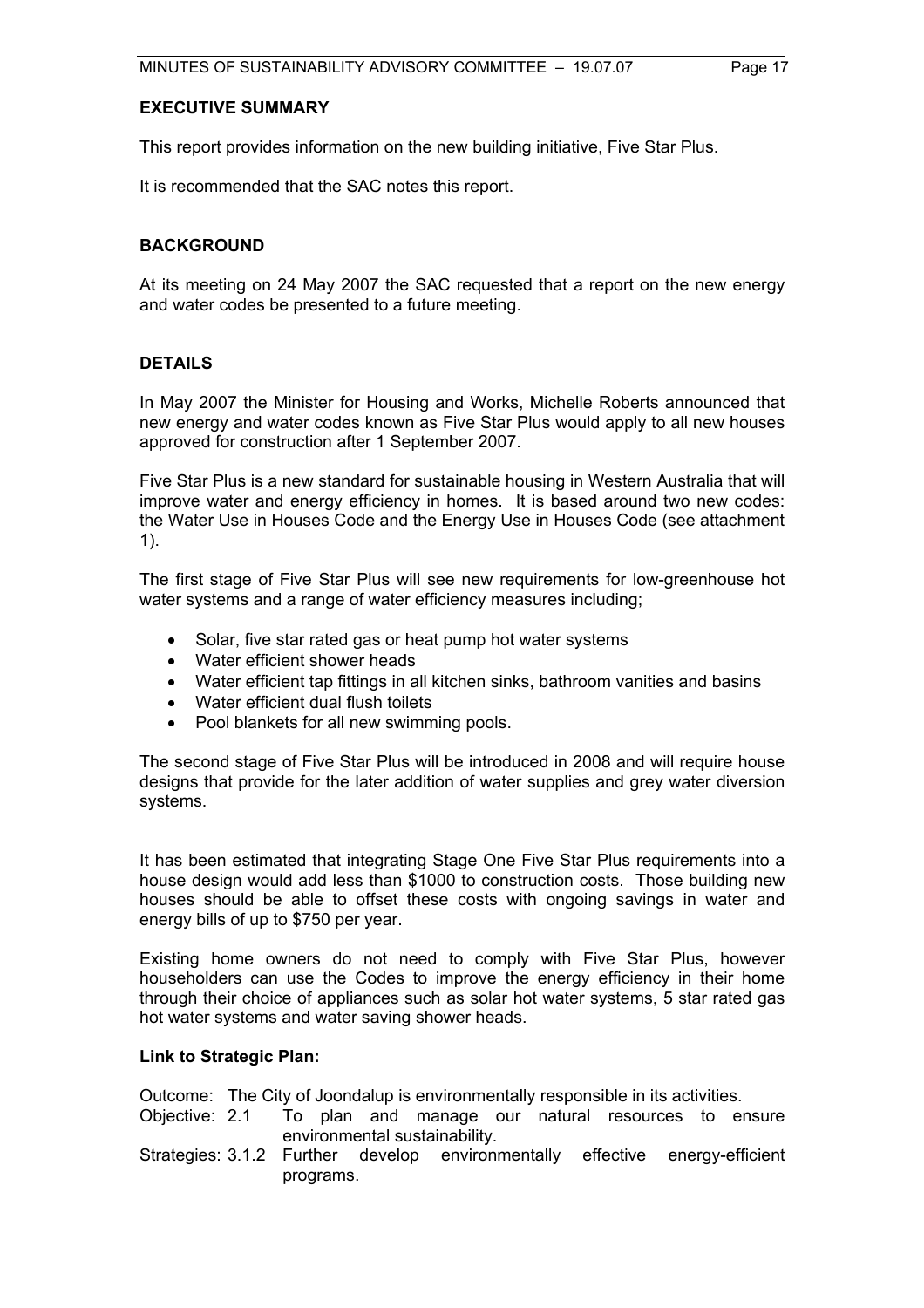## EXECUTIVE SUMMARY

This report provides information on the new building initiative, Five Star Plus.

It is recommended that the SAC notes this report.

## BACKGROUND

At its meeting on 24 May 2007 the SAC requested that a report on the new energy and water codes be presented to a future meeting.

## DETAILS

In May 2007 the Minister for Housing and Works, Michelle Roberts announced that new energy and water codes known as Five Star Plus would apply to all new houses approved for construction after 1 September 2007.

Five Star Plus is a new standard for sustainable housing in Western Australia that will improve water and energy efficiency in homes. It is based around two new codes: the Water Use in Houses Code and the Energy Use in Houses Code (see attachment 1).

The first stage of Five Star Plus will see new requirements for low-greenhouse hot water systems and a range of water efficiency measures including;

- Solar, five star rated gas or heat pump hot water systems
- Water efficient shower heads
- Water efficient tap fittings in all kitchen sinks, bathroom vanities and basins
- Water efficient dual flush toilets
- Pool blankets for all new swimming pools.

The second stage of Five Star Plus will be introduced in 2008 and will require house designs that provide for the later addition of water supplies and grey water diversion systems.

It has been estimated that integrating Stage One Five Star Plus requirements into a house design would add less than $1000 to construction costs. Those building new houses should be able to offset these costs with ongoing savings in water and energy bills of up to $750 per year.

Existing home owners do not need to comply with Five Star Plus, however householders can use the Codes to improve the energy efficiency in their home through their choice of appliances such as solar hot water systems, 5 star rated gas hot water systems and water saving shower heads.

### Link to Strategic Plan:

Outcome: The City of Joondalup is environmentally responsible in its activities.

Objective: 2.1 To plan and manage our natural resources to ensure environmental sustainability.

Strategies: 3.1.2 Further develop environmentally effective energy-efficient programs.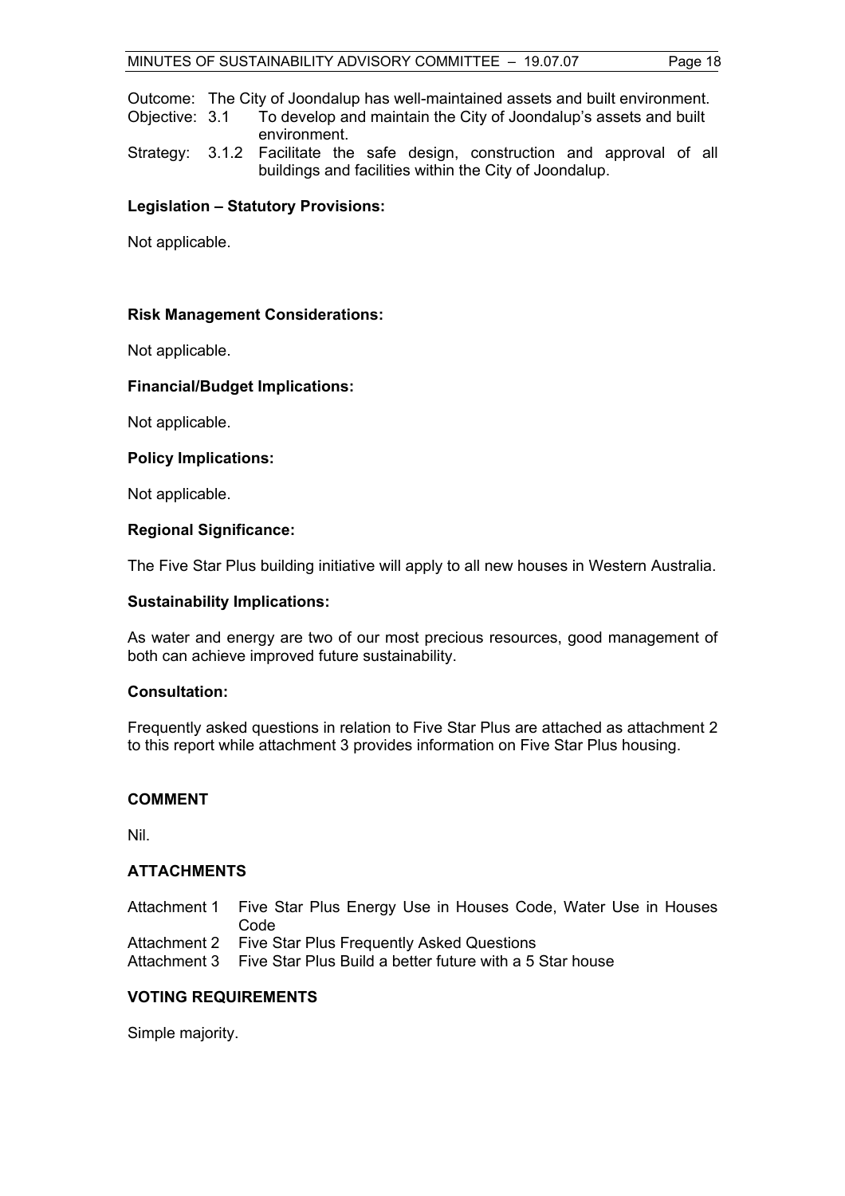Outcome: The City of Joondalup has well-maintained assets and built environment.

Objective: 3.1 To develop and maintain the City of Joondalup's assets and built environment.

Strategy: 3.1.2 Facilitate the safe design, construction and approval of all buildings and facilities within the City of Joondalup.

**Legislation – Statutory Provisions:**

Not applicable.

**Risk Management Considerations:**

Not applicable.

**Financial/Budget Implications:**

Not applicable.

**Policy Implications:**

Not applicable.

**Regional Significance:**

The Five Star Plus building initiative will apply to all new houses in Western Australia.

**Sustainability Implications:**

As water and energy are two of our most precious resources, good management of both can achieve improved future sustainability.

**Consultation:**

Frequently asked questions in relation to Five Star Plus are attached as attachment 2 to this report while attachment 3 provides information on Five Star Plus housing.

**COMMENT**

Nil.

**ATTACHMENTS**

Attachment 1 Five Star Plus Energy Use in Houses Code, Water Use in Houses Code
Attachment 2 Five Star Plus Frequently Asked Questions
Attachment 3 Five Star Plus Build a better future with a 5 Star house

**VOTING REQUIREMENTS**

Simple majority.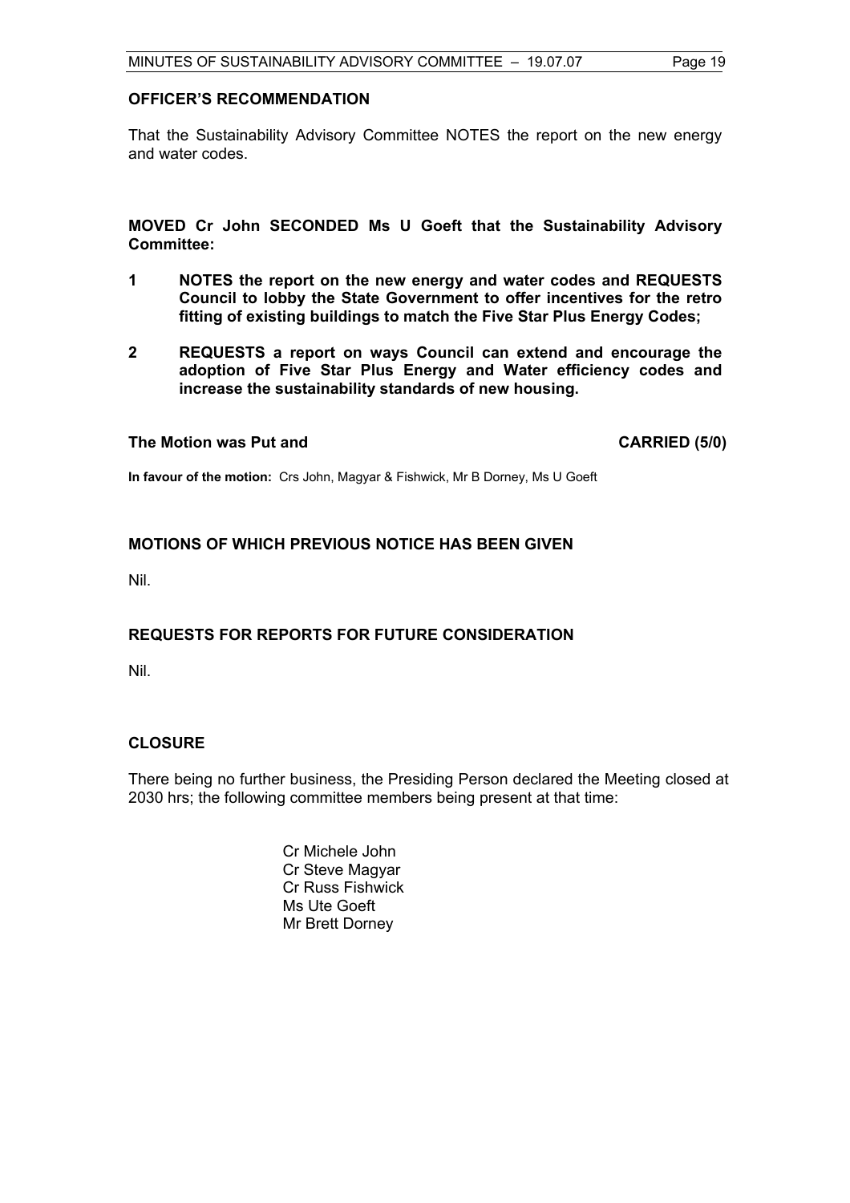**OFFICER'S RECOMMENDATION**

That the Sustainability Advisory Committee NOTES the report on the new energy and water codes.

**MOVED Cr John SECONDED Ms U Goeft that the Sustainability Advisory Committee:**

**1 NOTES the report on the new energy and water codes and REQUESTS Council to lobby the State Government to offer incentives for the retro fitting of existing buildings to match the Five Star Plus Energy Codes;**

**2 REQUESTS a report on ways Council can extend and encourage the adoption of Five Star Plus Energy and Water efficiency codes and increase the sustainability standards of new housing.**

**The Motion was Put and CARRIED (5/0)**

**In favour of the motion:** Crs John, Magyar & Fishwick, Mr B Dorney, Ms U Goeft

## MOTIONS OF WHICH PREVIOUS NOTICE HAS BEEN GIVEN

Nil.

## REQUESTS FOR REPORTS FOR FUTURE CONSIDERATION

Nil.

## CLOSURE

There being no further business, the Presiding Person declared the Meeting closed at 2030 hrs; the following committee members being present at that time:

Cr Michele John
Cr Steve Magyar
Cr Russ Fishwick
Ms Ute Goeft
Mr Brett Dorney